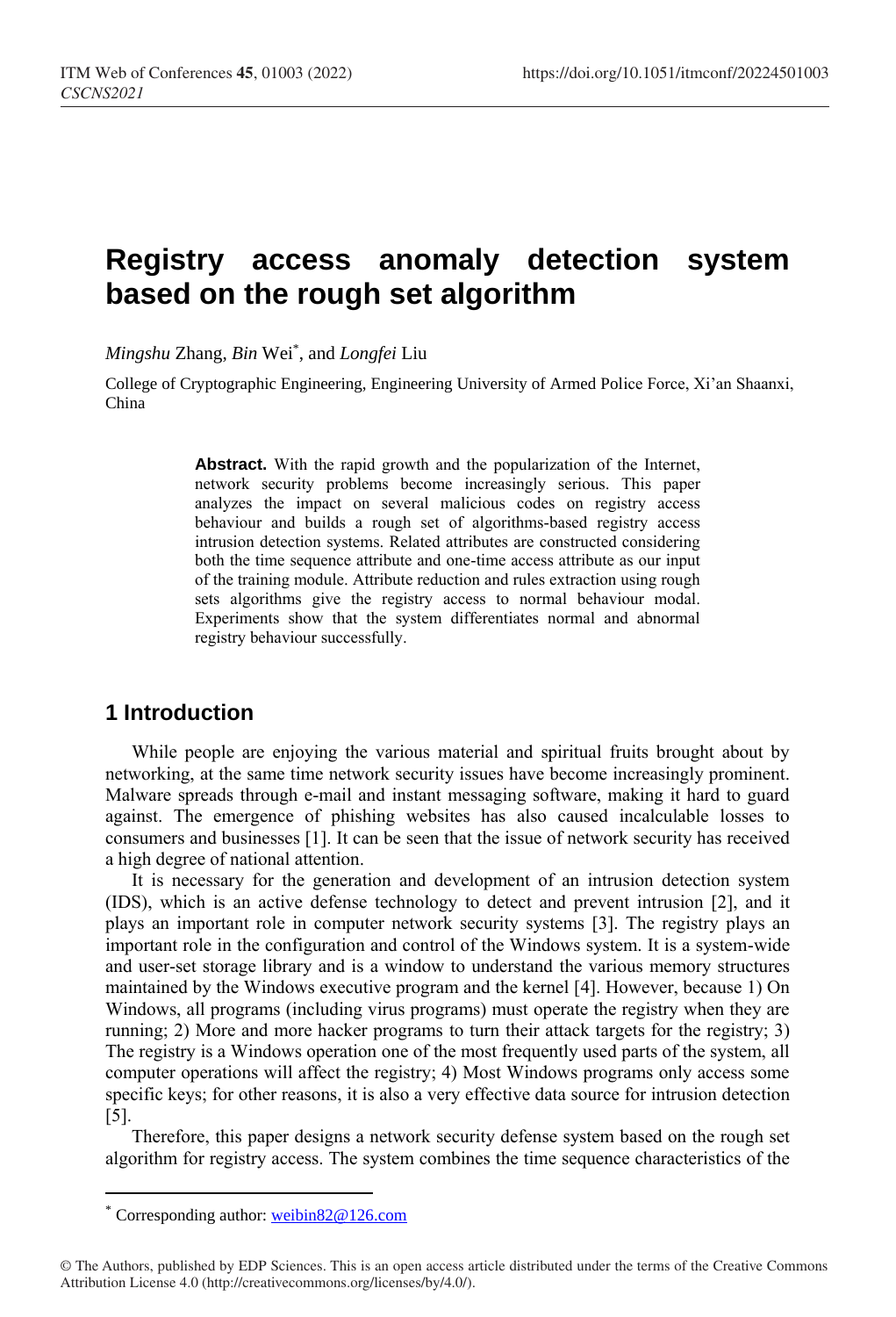# Registry access anomaly detection system based on the rough set algorithm

*Mingshu* Zhang, *Bin* Wei*, and *Longfei* Liu

College of Cryptographic Engineering, Engineering University of Armed Police Force, Xi'an Shaanxi, China

**Abstract.** With the rapid growth and the popularization of the Internet, network security problems become increasingly serious. This paper analyzes the impact on several malicious codes on registry access behaviour and builds a rough set of algorithms-based registry access intrusion detection systems. Related attributes are constructed considering both the time sequence attribute and one-time access attribute as our input of the training module. Attribute reduction and rules extraction using rough sets algorithms give the registry access to normal behaviour modal. Experiments show that the system differentiates normal and abnormal registry behaviour successfully.

## 1 Introduction

While people are enjoying the various material and spiritual fruits brought about by networking, at the same time network security issues have become increasingly prominent. Malware spreads through e-mail and instant messaging software, making it hard to guard against. The emergence of phishing websites has also caused incalculable losses to consumers and businesses [1]. It can be seen that the issue of network security has received a high degree of national attention.

It is necessary for the generation and development of an intrusion detection system (IDS), which is an active defense technology to detect and prevent intrusion [2], and it plays an important role in computer network security systems [3]. The registry plays an important role in the configuration and control of the Windows system. It is a system-wide and user-set storage library and is a window to understand the various memory structures maintained by the Windows executive program and the kernel [4]. However, because 1) On Windows, all programs (including virus programs) must operate the registry when they are running; 2) More and more hacker programs to turn their attack targets for the registry; 3) The registry is a Windows operation one of the most frequently used parts of the system, all computer operations will affect the registry; 4) Most Windows programs only access some specific keys; for other reasons, it is also a very effective data source for intrusion detection [5].

Therefore, this paper designs a network security defense system based on the rough set algorithm for registry access. The system combines the time sequence characteristics of the

* Corresponding author: weibin82@126.com

© The Authors, published by EDP Sciences. This is an open access article distributed under the terms of the Creative Commons Attribution License 4.0 (http://creativecommons.org/licenses/by/4.0/).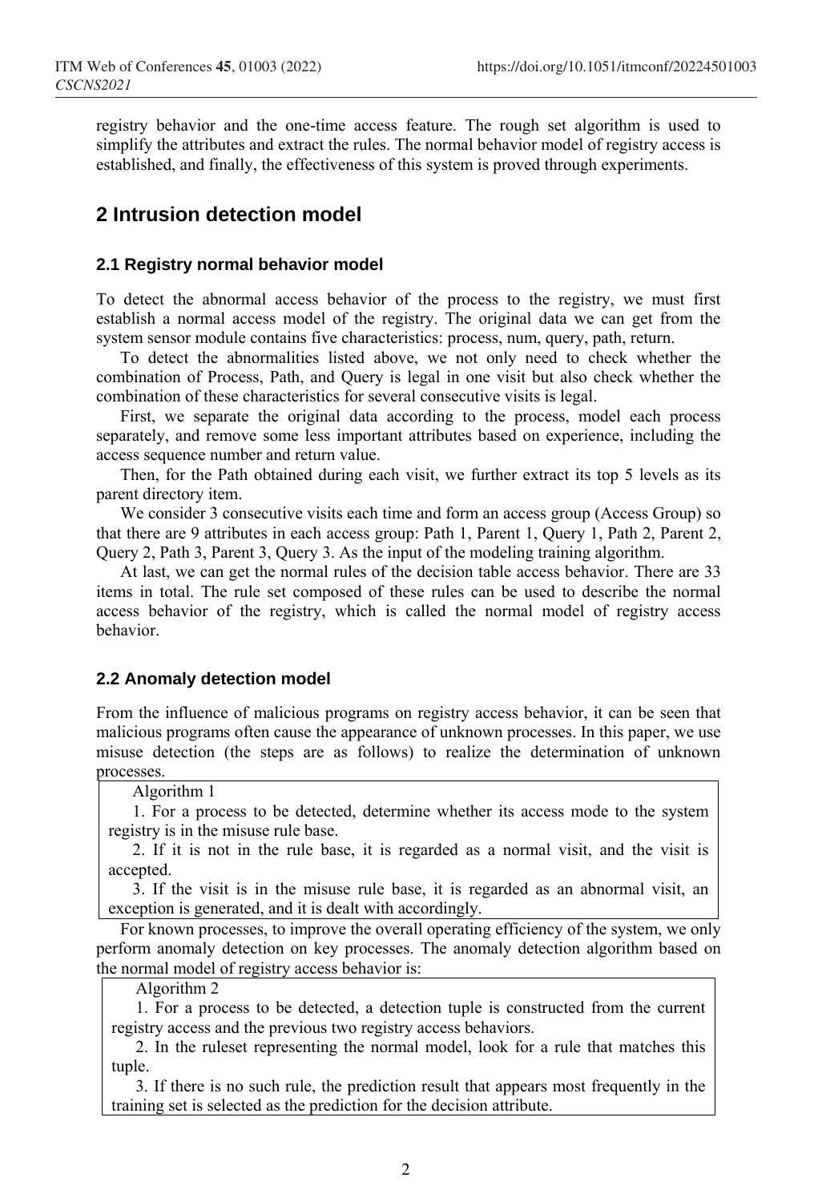registry behavior and the one-time access feature. The rough set algorithm is used to simplify the attributes and extract the rules. The normal behavior model of registry access is established, and finally, the effectiveness of this system is proved through experiments.

## 2 Intrusion detection model

### 2.1 Registry normal behavior model

To detect the abnormal access behavior of the process to the registry, we must first establish a normal access model of the registry. The original data we can get from the system sensor module contains five characteristics: process, num, query, path, return.

To detect the abnormalities listed above, we not only need to check whether the combination of Process, Path, and Query is legal in one visit but also check whether the combination of these characteristics for several consecutive visits is legal.

First, we separate the original data according to the process, model each process separately, and remove some less important attributes based on experience, including the access sequence number and return value.

Then, for the Path obtained during each visit, we further extract its top 5 levels as its parent directory item.

We consider 3 consecutive visits each time and form an access group (Access Group) so that there are 9 attributes in each access group: Path 1, Parent 1, Query 1, Path 2, Parent 2, Query 2, Path 3, Parent 3, Query 3. As the input of the modeling training algorithm.

At last, we can get the normal rules of the decision table access behavior. There are 33 items in total. The rule set composed of these rules can be used to describe the normal access behavior of the registry, which is called the normal model of registry access behavior.

### 2.2 Anomaly detection model

From the influence of malicious programs on registry access behavior, it can be seen that malicious programs often cause the appearance of unknown processes. In this paper, we use misuse detection (the steps are as follows) to realize the determination of unknown processes.

> Algorithm 1
>
> 1. For a process to be detected, determine whether its access mode to the system registry is in the misuse rule base.
> 2. If it is not in the rule base, it is regarded as a normal visit, and the visit is accepted.
> 3. If the visit is in the misuse rule base, it is regarded as an abnormal visit, an exception is generated, and it is dealt with accordingly.

For known processes, to improve the overall operating efficiency of the system, we only perform anomaly detection on key processes. The anomaly detection algorithm based on the normal model of registry access behavior is:

> Algorithm 2
>
> 1. For a process to be detected, a detection tuple is constructed from the current registry access and the previous two registry access behaviors.
> 2. In the ruleset representing the normal model, look for a rule that matches this tuple.
> 3. If there is no such rule, the prediction result that appears most frequently in the training set is selected as the prediction for the decision attribute.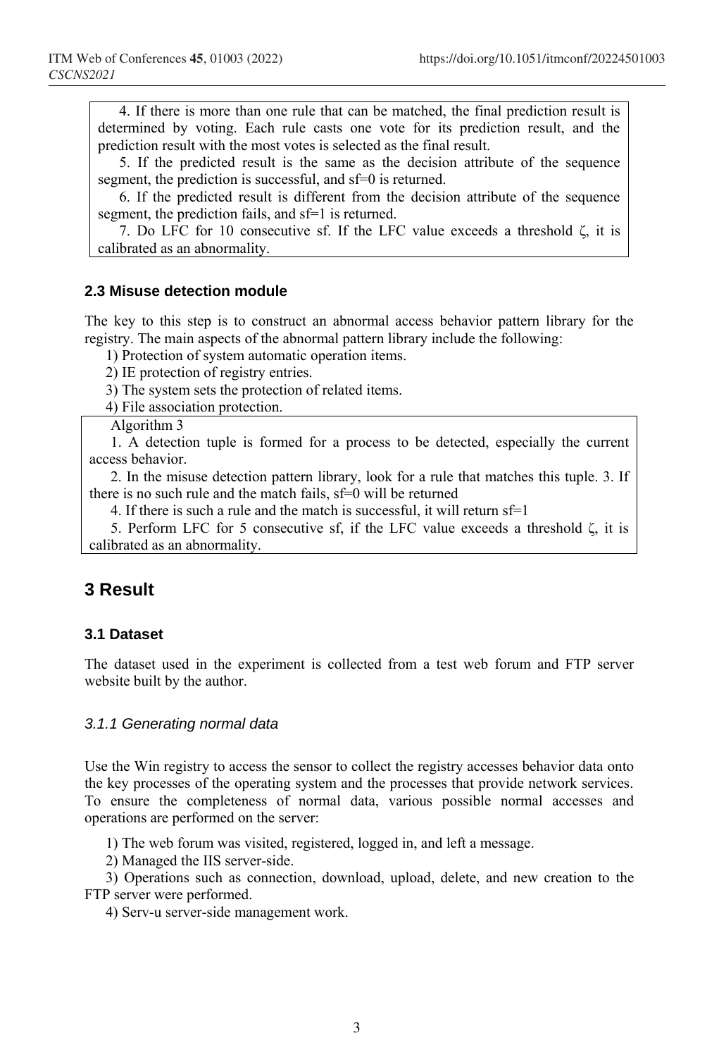4. If there is more than one rule that can be matched, the final prediction result is determined by voting. Each rule casts one vote for its prediction result, and the prediction result with the most votes is selected as the final result.

5. If the predicted result is the same as the decision attribute of the sequence segment, the prediction is successful, and sf=0 is returned.

6. If the predicted result is different from the decision attribute of the sequence segment, the prediction fails, and sf=1 is returned.

7. Do LFC for 10 consecutive sf. If the LFC value exceeds a threshold $\zeta$, it is calibrated as an abnormality.

### 2.3 Misuse detection module

The key to this step is to construct an abnormal access behavior pattern library for the registry. The main aspects of the abnormal pattern library include the following:

1) Protection of system automatic operation items.

2) IE protection of registry entries.

3) The system sets the protection of related items.

4) File association protection.

Algorithm 3

1. A detection tuple is formed for a process to be detected, especially the current access behavior.

2. In the misuse detection pattern library, look for a rule that matches this tuple. 3. If there is no such rule and the match fails, sf=0 will be returned

4. If there is such a rule and the match is successful, it will return sf=1

5. Perform LFC for 5 consecutive sf, if the LFC value exceeds a threshold $\zeta$, it is calibrated as an abnormality.

## 3 Result

### 3.1 Dataset

The dataset used in the experiment is collected from a test web forum and FTP server website built by the author.

#### *3.1.1 Generating normal data*

Use the Win registry to access the sensor to collect the registry accesses behavior data onto the key processes of the operating system and the processes that provide network services. To ensure the completeness of normal data, various possible normal accesses and operations are performed on the server:

1) The web forum was visited, registered, logged in, and left a message.

2) Managed the IIS server-side.

3) Operations such as connection, download, upload, delete, and new creation to the FTP server were performed.

4) Serv-u server-side management work.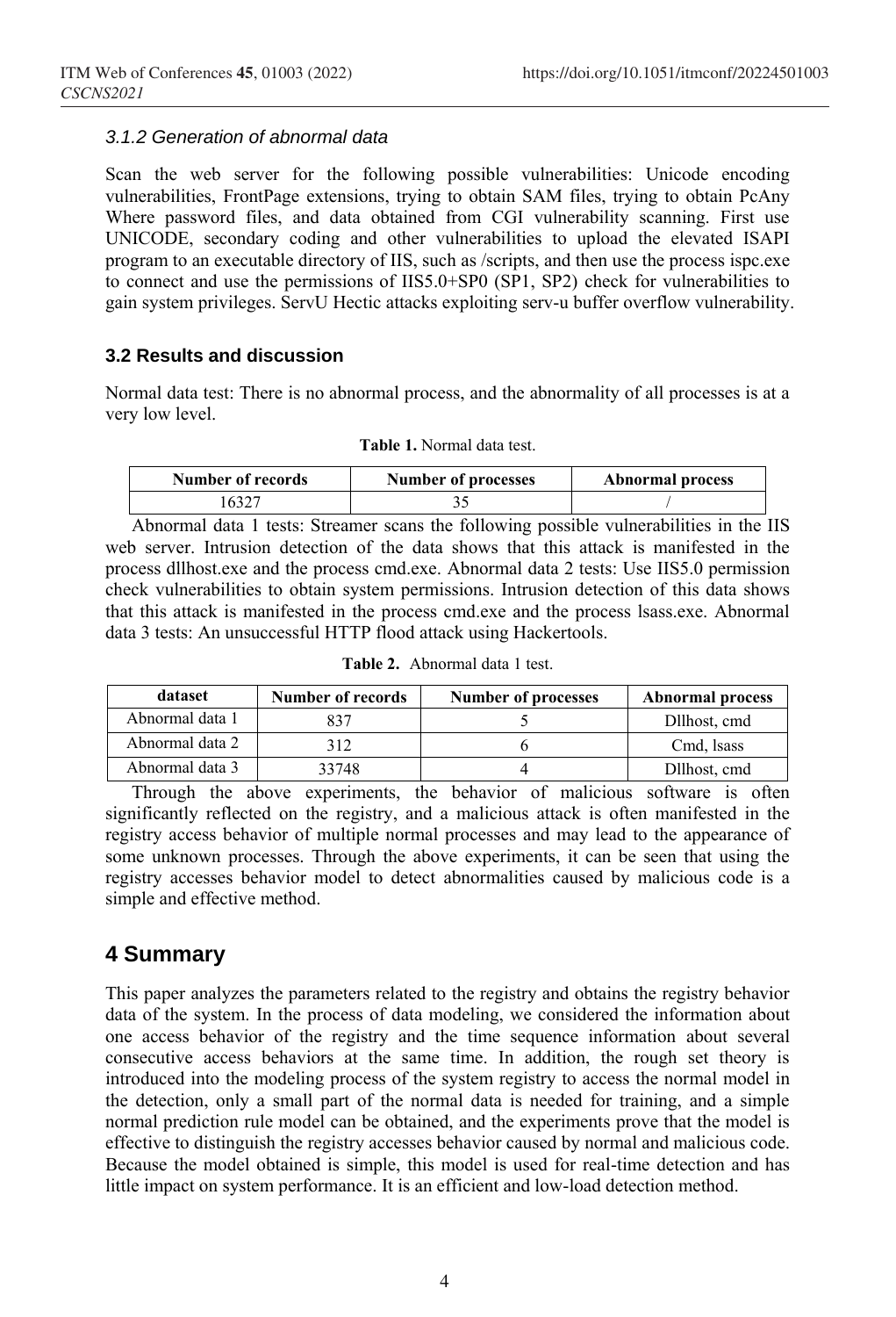#### *3.1.2 Generation of abnormal data*

Scan the web server for the following possible vulnerabilities: Unicode encoding vulnerabilities, FrontPage extensions, trying to obtain SAM files, trying to obtain PcAny Where password files, and data obtained from CGI vulnerability scanning. First use UNICODE, secondary coding and other vulnerabilities to upload the elevated ISAPI program to an executable directory of IIS, such as /scripts, and then use the process ispc.exe to connect and use the permissions of IIS5.0+SP0 (SP1, SP2) check for vulnerabilities to gain system privileges. ServU Hectic attacks exploiting serv-u buffer overflow vulnerability.

### 3.2 Results and discussion

Normal data test: There is no abnormal process, and the abnormality of all processes is at a very low level.

**Table 1.** Normal data test.

| Number of records | Number of processes | Abnormal process |
|---|---|---|
| 16327 | 35 | / |

Abnormal data 1 tests: Streamer scans the following possible vulnerabilities in the IIS web server. Intrusion detection of the data shows that this attack is manifested in the process dllhost.exe and the process cmd.exe. Abnormal data 2 tests: Use IIS5.0 permission check vulnerabilities to obtain system permissions. Intrusion detection of this data shows that this attack is manifested in the process cmd.exe and the process lsass.exe. Abnormal data 3 tests: An unsuccessful HTTP flood attack using Hackertools.

**Table 2.** Abnormal data 1 test.

| dataset | Number of records | Number of processes | Abnormal process |
|---|---|---|---|
| Abnormal data 1 | 837 | 5 | Dllhost, cmd |
| Abnormal data 2 | 312 | 6 | Cmd, lsass |
| Abnormal data 3 | 33748 | 4 | Dllhost, cmd |

Through the above experiments, the behavior of malicious software is often significantly reflected on the registry, and a malicious attack is often manifested in the registry access behavior of multiple normal processes and may lead to the appearance of some unknown processes. Through the above experiments, it can be seen that using the registry accesses behavior model to detect abnormalities caused by malicious code is a simple and effective method.

## 4 Summary

This paper analyzes the parameters related to the registry and obtains the registry behavior data of the system. In the process of data modeling, we considered the information about one access behavior of the registry and the time sequence information about several consecutive access behaviors at the same time. In addition, the rough set theory is introduced into the modeling process of the system registry to access the normal model in the detection, only a small part of the normal data is needed for training, and a simple normal prediction rule model can be obtained, and the experiments prove that the model is effective to distinguish the registry accesses behavior caused by normal and malicious code. Because the model obtained is simple, this model is used for real-time detection and has little impact on system performance. It is an efficient and low-load detection method.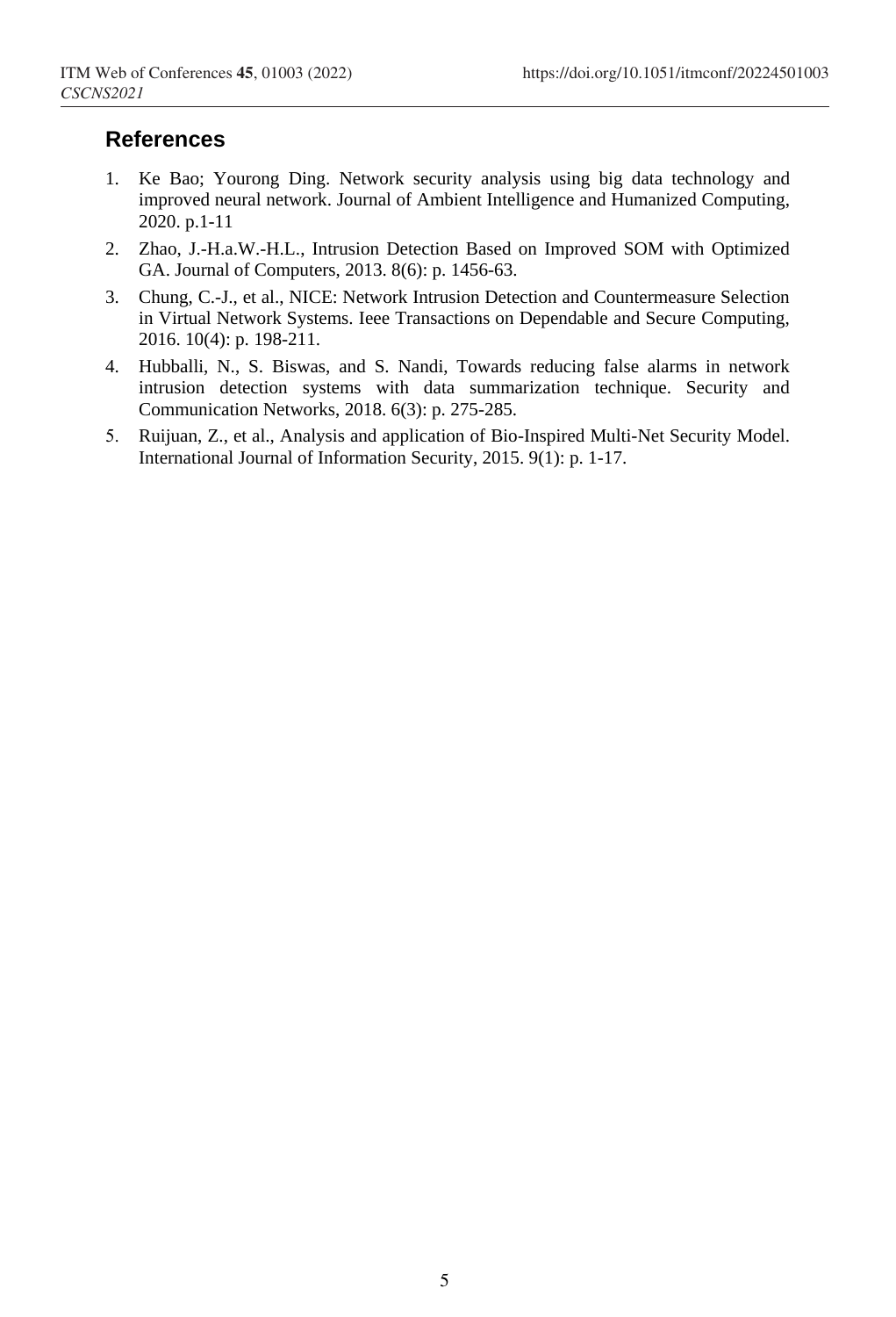## References

1. Ke Bao; Yourong Ding. Network security analysis using big data technology and improved neural network. Journal of Ambient Intelligence and Humanized Computing, 2020. p.1-11
2. Zhao, J.-H.a.W.-H.L., Intrusion Detection Based on Improved SOM with Optimized GA. Journal of Computers, 2013. 8(6): p. 1456-63.
3. Chung, C.-J., et al., NICE: Network Intrusion Detection and Countermeasure Selection in Virtual Network Systems. Ieee Transactions on Dependable and Secure Computing, 2016. 10(4): p. 198-211.
4. Hubballi, N., S. Biswas, and S. Nandi, Towards reducing false alarms in network intrusion detection systems with data summarization technique. Security and Communication Networks, 2018. 6(3): p. 275-285.
5. Ruijuan, Z., et al., Analysis and application of Bio-Inspired Multi-Net Security Model. International Journal of Information Security, 2015. 9(1): p. 1-17.